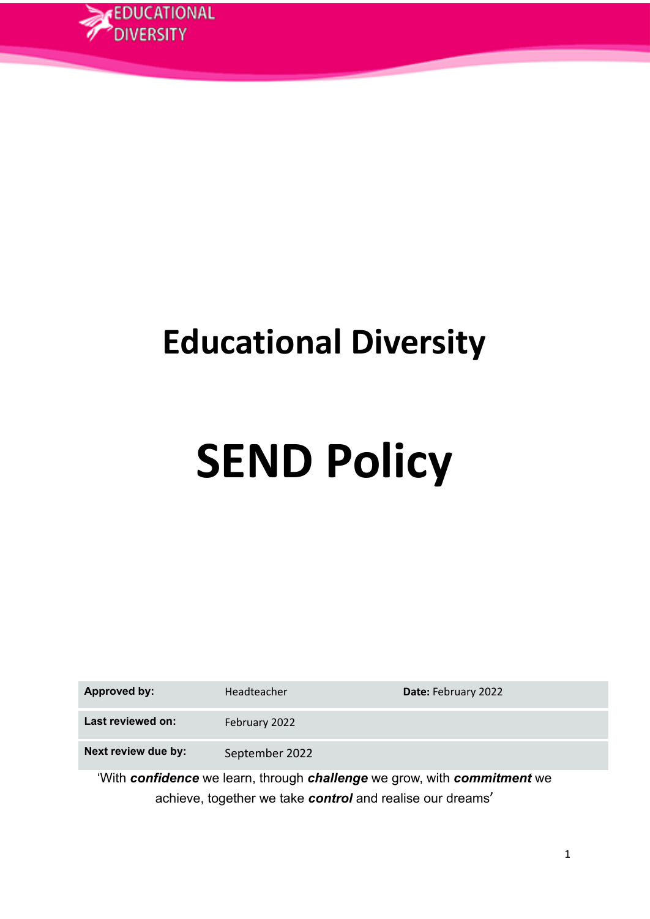# Educational Diversity

# SEND Policy

| Approved by: | Headteacher | **Date:** February 2022 |
|---|---|---|
| **Last reviewed on:** | February 2022 | |
| **Next review due by:** | September 2022 | |

'With ***confidence*** we learn, through ***challenge*** we grow, with ***commitment*** we achieve, together we take ***control*** and realise our dreams'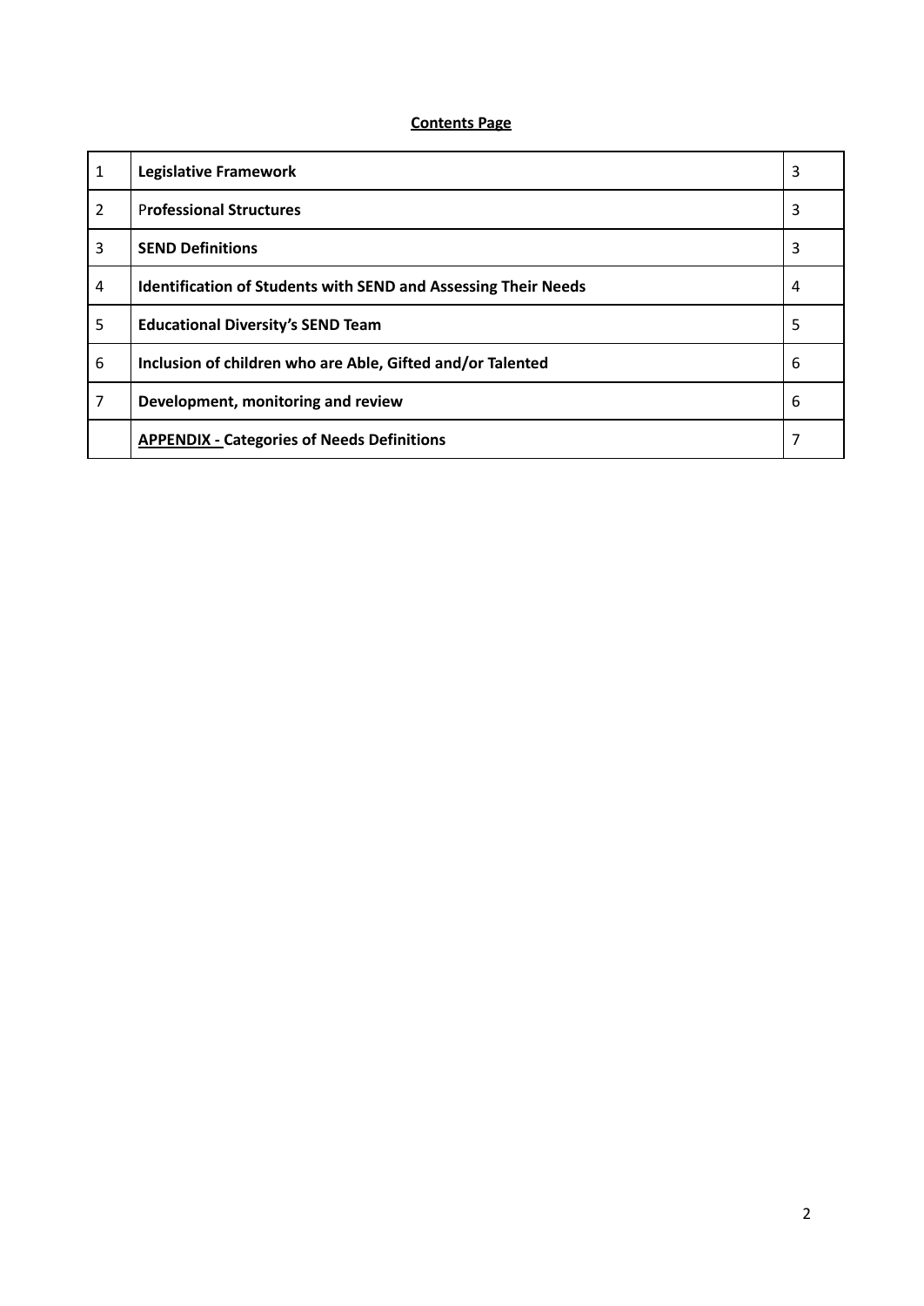**Contents Page**

| | | |
|---|---|---|
| 1 | **Legislative Framework** | 3 |
| 2 | P**rofessional Structures** | 3 |
| 3 | **SEND Definitions** | 3 |
| 4 | **Identification of Students with SEND and Assessing Their Needs** | 4 |
| 5 | **Educational Diversity's SEND Team** | 5 |
| 6 | **Inclusion of children who are Able, Gifted and/or Talented** | 6 |
| 7 | **Development, monitoring and review** | 6 |
| | **APPENDIX - Categories of Needs Definitions** | 7 |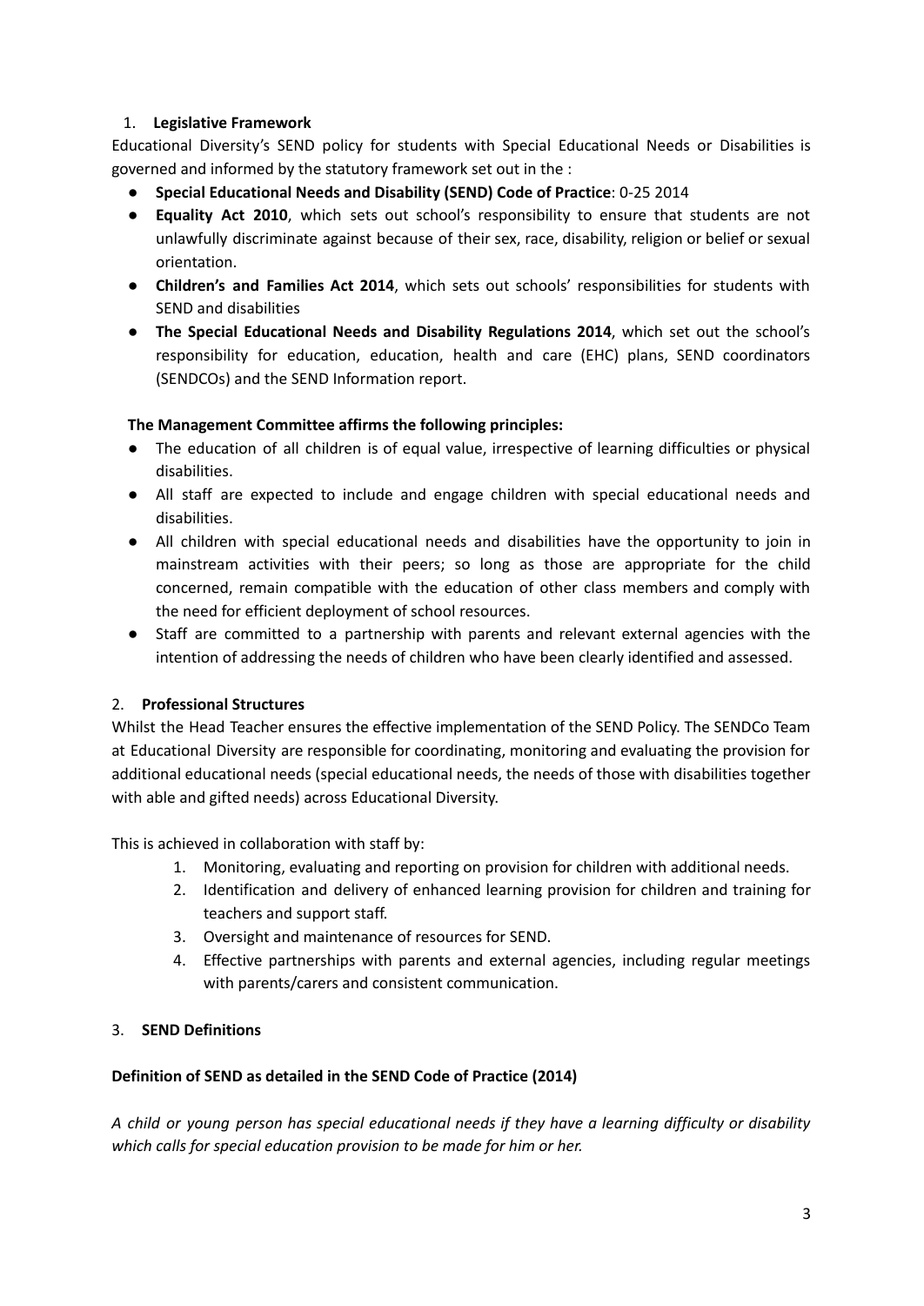## 1. Legislative Framework

Educational Diversity's SEND policy for students with Special Educational Needs or Disabilities is governed and informed by the statutory framework set out in the :

- **Special Educational Needs and Disability (SEND) Code of Practice**: 0-25 2014
- **Equality Act 2010**, which sets out school's responsibility to ensure that students are not unlawfully discriminate against because of their sex, race, disability, religion or belief or sexual orientation.
- **Children's and Families Act 2014**, which sets out schools' responsibilities for students with SEND and disabilities
- **The Special Educational Needs and Disability Regulations 2014**, which set out the school's responsibility for education, education, health and care (EHC) plans, SEND coordinators (SENDCOs) and the SEND Information report.

**The Management Committee affirms the following principles:**

- The education of all children is of equal value, irrespective of learning difficulties or physical disabilities.
- All staff are expected to include and engage children with special educational needs and disabilities.
- All children with special educational needs and disabilities have the opportunity to join in mainstream activities with their peers; so long as those are appropriate for the child concerned, remain compatible with the education of other class members and comply with the need for efficient deployment of school resources.
- Staff are committed to a partnership with parents and relevant external agencies with the intention of addressing the needs of children who have been clearly identified and assessed.

## 2. Professional Structures

Whilst the Head Teacher ensures the effective implementation of the SEND Policy. The SENDCo Team at Educational Diversity are responsible for coordinating, monitoring and evaluating the provision for additional educational needs (special educational needs, the needs of those with disabilities together with able and gifted needs) across Educational Diversity.

This is achieved in collaboration with staff by:

1. Monitoring, evaluating and reporting on provision for children with additional needs.
2. Identification and delivery of enhanced learning provision for children and training for teachers and support staff.
3. Oversight and maintenance of resources for SEND.
4. Effective partnerships with parents and external agencies, including regular meetings with parents/carers and consistent communication.

## 3. SEND Definitions

**Definition of SEND as detailed in the SEND Code of Practice (2014)**

*A child or young person has special educational needs if they have a learning difficulty or disability which calls for special education provision to be made for him or her.*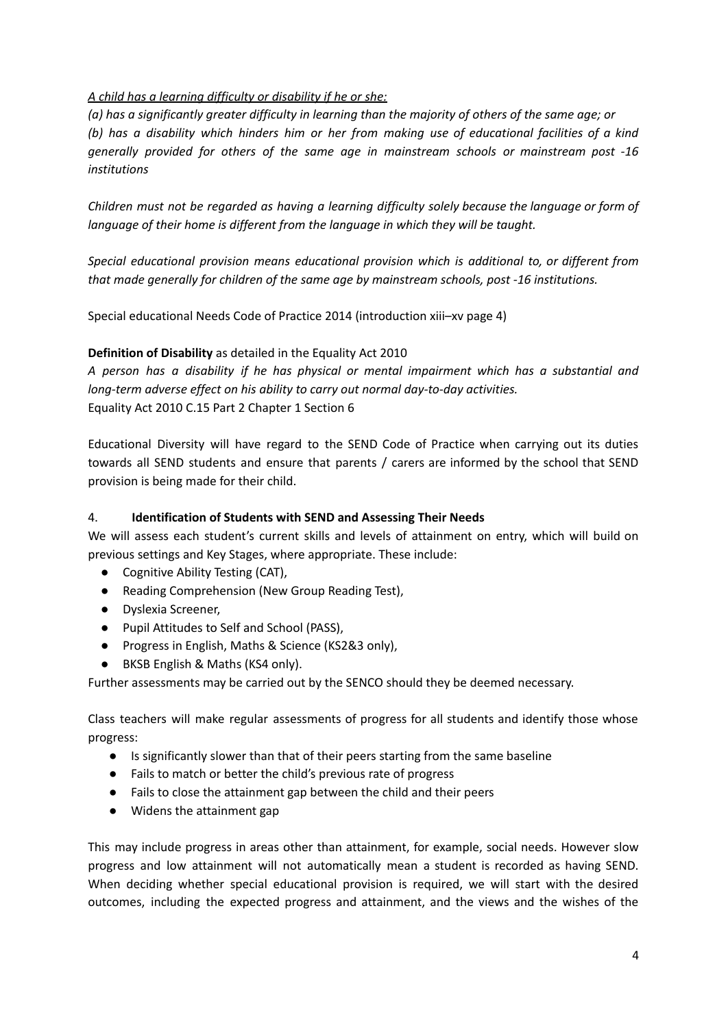*<u>A child has a learning difficulty or disability if he or she:</u>*

*(a) has a significantly greater difficulty in learning than the majority of others of the same age; or*
*(b) has a disability which hinders him or her from making use of educational facilities of a kind generally provided for others of the same age in mainstream schools or mainstream post -16 institutions*

*Children must not be regarded as having a learning difficulty solely because the language or form of language of their home is different from the language in which they will be taught.*

*Special educational provision means educational provision which is additional to, or different from that made generally for children of the same age by mainstream schools, post -16 institutions.*

Special educational Needs Code of Practice 2014 (introduction xiii–xv page 4)

**Definition of Disability** as detailed in the Equality Act 2010

*A person has a disability if he has physical or mental impairment which has a substantial and long-term adverse effect on his ability to carry out normal day-to-day activities.*
Equality Act 2010 C.15 Part 2 Chapter 1 Section 6

Educational Diversity will have regard to the SEND Code of Practice when carrying out its duties towards all SEND students and ensure that parents / carers are informed by the school that SEND provision is being made for their child.

## 4. Identification of Students with SEND and Assessing Their Needs

We will assess each student's current skills and levels of attainment on entry, which will build on previous settings and Key Stages, where appropriate. These include:

- Cognitive Ability Testing (CAT),
- Reading Comprehension (New Group Reading Test),
- Dyslexia Screener,
- Pupil Attitudes to Self and School (PASS),
- Progress in English, Maths & Science (KS2&3 only),
- BKSB English & Maths (KS4 only).

Further assessments may be carried out by the SENCO should they be deemed necessary.

Class teachers will make regular assessments of progress for all students and identify those whose progress:

- Is significantly slower than that of their peers starting from the same baseline
- Fails to match or better the child's previous rate of progress
- Fails to close the attainment gap between the child and their peers
- Widens the attainment gap

This may include progress in areas other than attainment, for example, social needs. However slow progress and low attainment will not automatically mean a student is recorded as having SEND. When deciding whether special educational provision is required, we will start with the desired outcomes, including the expected progress and attainment, and the views and the wishes of the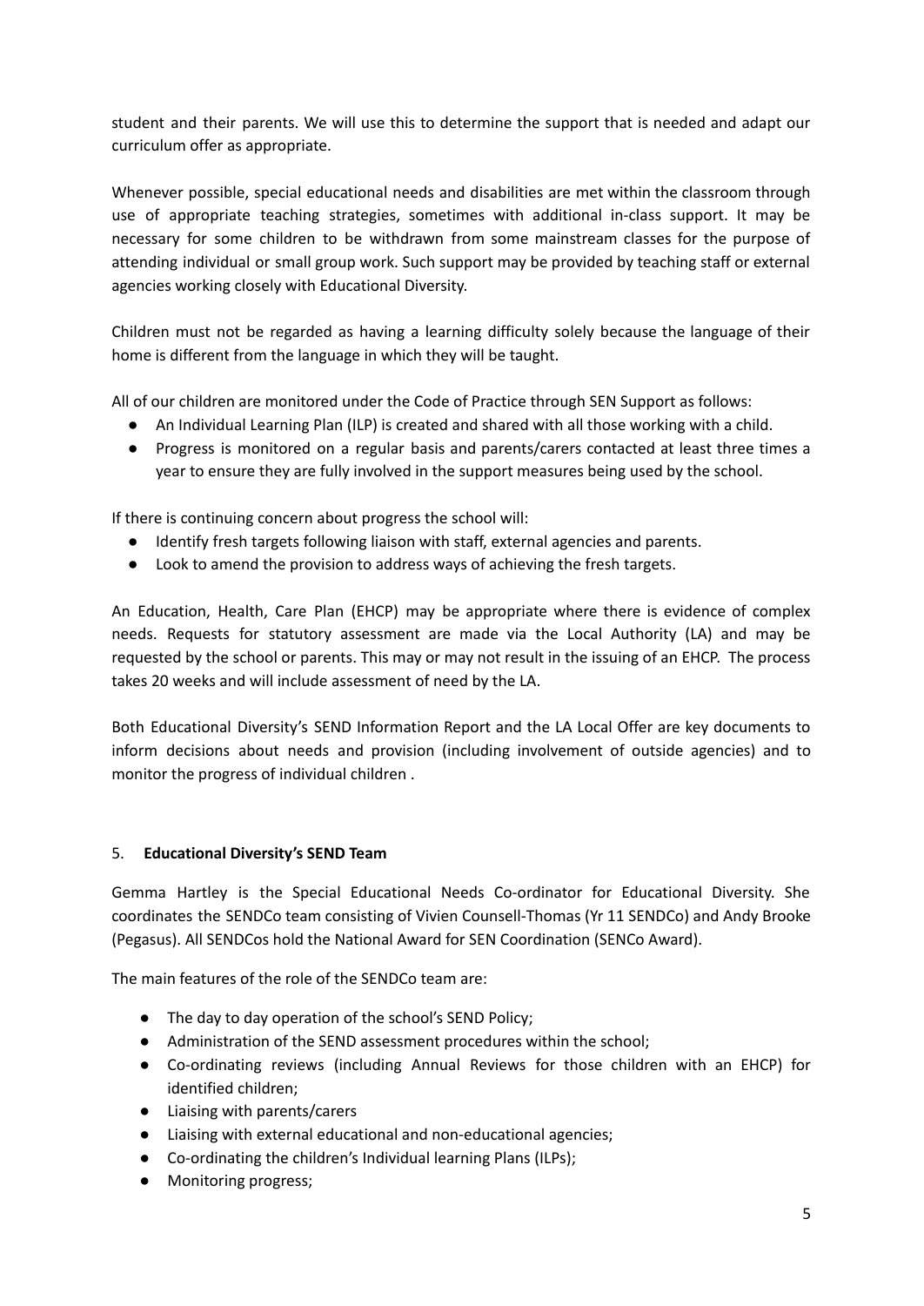student and their parents. We will use this to determine the support that is needed and adapt our curriculum offer as appropriate.

Whenever possible, special educational needs and disabilities are met within the classroom through use of appropriate teaching strategies, sometimes with additional in-class support. It may be necessary for some children to be withdrawn from some mainstream classes for the purpose of attending individual or small group work. Such support may be provided by teaching staff or external agencies working closely with Educational Diversity.

Children must not be regarded as having a learning difficulty solely because the language of their home is different from the language in which they will be taught.

All of our children are monitored under the Code of Practice through SEN Support as follows:

- An Individual Learning Plan (ILP) is created and shared with all those working with a child.
- Progress is monitored on a regular basis and parents/carers contacted at least three times a year to ensure they are fully involved in the support measures being used by the school.

If there is continuing concern about progress the school will:

- Identify fresh targets following liaison with staff, external agencies and parents.
- Look to amend the provision to address ways of achieving the fresh targets.

An Education, Health, Care Plan (EHCP) may be appropriate where there is evidence of complex needs. Requests for statutory assessment are made via the Local Authority (LA) and may be requested by the school or parents. This may or may not result in the issuing of an EHCP. The process takes 20 weeks and will include assessment of need by the LA.

Both Educational Diversity's SEND Information Report and the LA Local Offer are key documents to inform decisions about needs and provision (including involvement of outside agencies) and to monitor the progress of individual children .

## 5. **Educational Diversity's SEND Team**

Gemma Hartley is the Special Educational Needs Co-ordinator for Educational Diversity. She coordinates the SENDCo team consisting of Vivien Counsell-Thomas (Yr 11 SENDCo) and Andy Brooke (Pegasus). All SENDCos hold the National Award for SEN Coordination (SENCo Award).

The main features of the role of the SENDCo team are:

- The day to day operation of the school's SEND Policy;
- Administration of the SEND assessment procedures within the school;
- Co-ordinating reviews (including Annual Reviews for those children with an EHCP) for identified children;
- Liaising with parents/carers
- Liaising with external educational and non-educational agencies;
- Co-ordinating the children's Individual learning Plans (ILPs);
- Monitoring progress;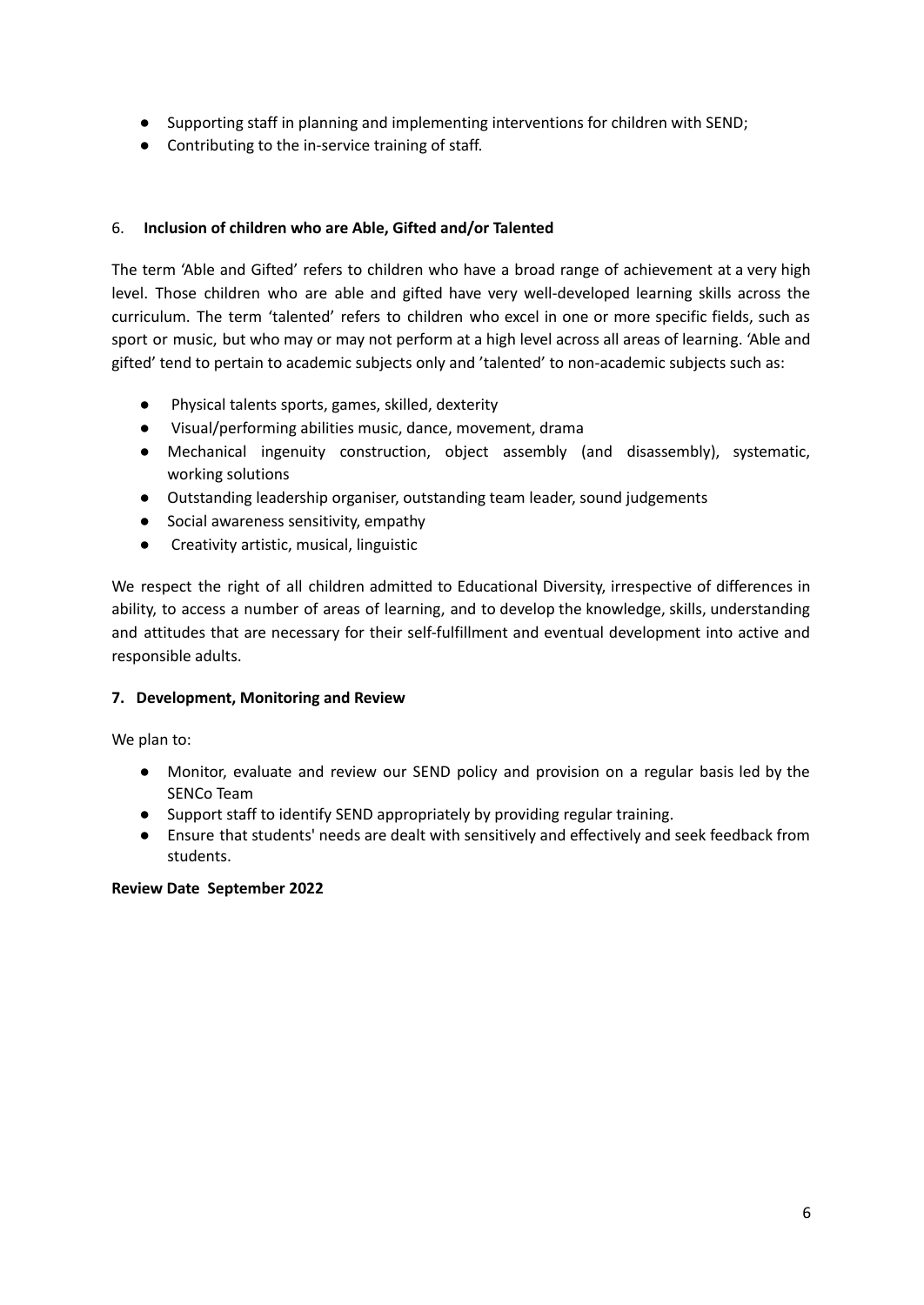- Supporting staff in planning and implementing interventions for children with SEND;
- Contributing to the in-service training of staff.

## 6. Inclusion of children who are Able, Gifted and/or Talented

The term 'Able and Gifted' refers to children who have a broad range of achievement at a very high level. Those children who are able and gifted have very well-developed learning skills across the curriculum. The term 'talented' refers to children who excel in one or more specific fields, such as sport or music, but who may or may not perform at a high level across all areas of learning. 'Able and gifted' tend to pertain to academic subjects only and 'talented' to non-academic subjects such as:

- Physical talents sports, games, skilled, dexterity
- Visual/performing abilities music, dance, movement, drama
- Mechanical ingenuity construction, object assembly (and disassembly), systematic, working solutions
- Outstanding leadership organiser, outstanding team leader, sound judgements
- Social awareness sensitivity, empathy
- Creativity artistic, musical, linguistic

We respect the right of all children admitted to Educational Diversity, irrespective of differences in ability, to access a number of areas of learning, and to develop the knowledge, skills, understanding and attitudes that are necessary for their self-fulfillment and eventual development into active and responsible adults.

## 7. Development, Monitoring and Review

We plan to:

- Monitor, evaluate and review our SEND policy and provision on a regular basis led by the SENCo Team
- Support staff to identify SEND appropriately by providing regular training.
- Ensure that students' needs are dealt with sensitively and effectively and seek feedback from students.

**Review Date September 2022**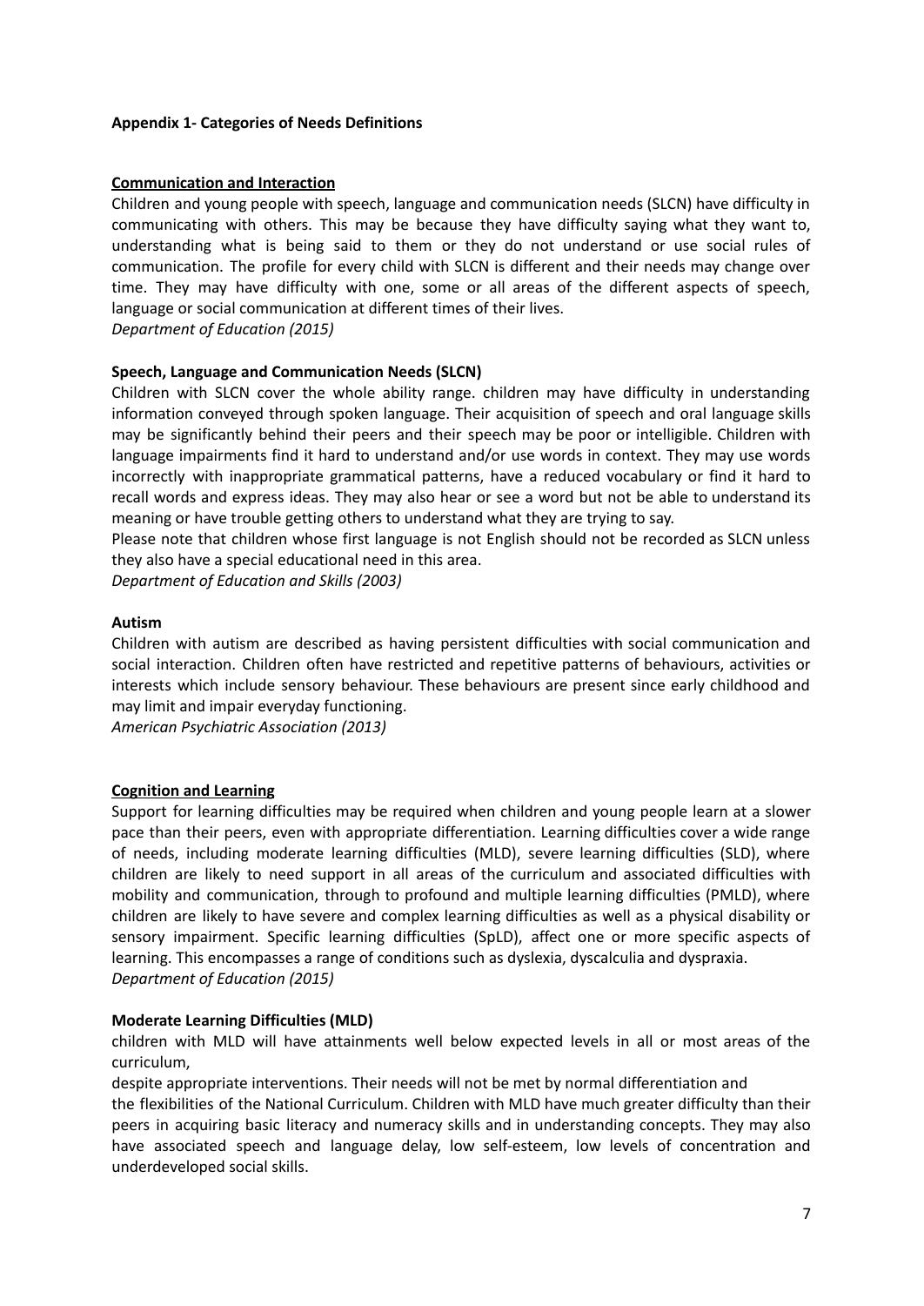**Appendix 1- Categories of Needs Definitions**

**Communication and Interaction**

Children and young people with speech, language and communication needs (SLCN) have difficulty in communicating with others. This may be because they have difficulty saying what they want to, understanding what is being said to them or they do not understand or use social rules of communication. The profile for every child with SLCN is different and their needs may change over time. They may have difficulty with one, some or all areas of the different aspects of speech, language or social communication at different times of their lives.
*Department of Education (2015)*

**Speech, Language and Communication Needs (SLCN)**

Children with SLCN cover the whole ability range. children may have difficulty in understanding information conveyed through spoken language. Their acquisition of speech and oral language skills may be significantly behind their peers and their speech may be poor or intelligible. Children with language impairments find it hard to understand and/or use words in context. They may use words incorrectly with inappropriate grammatical patterns, have a reduced vocabulary or find it hard to recall words and express ideas. They may also hear or see a word but not be able to understand its meaning or have trouble getting others to understand what they are trying to say.
Please note that children whose first language is not English should not be recorded as SLCN unless they also have a special educational need in this area.
*Department of Education and Skills (2003)*

**Autism**

Children with autism are described as having persistent difficulties with social communication and social interaction. Children often have restricted and repetitive patterns of behaviours, activities or interests which include sensory behaviour. These behaviours are present since early childhood and may limit and impair everyday functioning.
*American Psychiatric Association (2013)*

**Cognition and Learning**

Support for learning difficulties may be required when children and young people learn at a slower pace than their peers, even with appropriate differentiation. Learning difficulties cover a wide range of needs, including moderate learning difficulties (MLD), severe learning difficulties (SLD), where children are likely to need support in all areas of the curriculum and associated difficulties with mobility and communication, through to profound and multiple learning difficulties (PMLD), where children are likely to have severe and complex learning difficulties as well as a physical disability or sensory impairment. Specific learning difficulties (SpLD), affect one or more specific aspects of learning. This encompasses a range of conditions such as dyslexia, dyscalculia and dyspraxia.
*Department of Education (2015)*

**Moderate Learning Difficulties (MLD)**

children with MLD will have attainments well below expected levels in all or most areas of the curriculum,
despite appropriate interventions. Their needs will not be met by normal differentiation and
the flexibilities of the National Curriculum. Children with MLD have much greater difficulty than their peers in acquiring basic literacy and numeracy skills and in understanding concepts. They may also have associated speech and language delay, low self-esteem, low levels of concentration and underdeveloped social skills.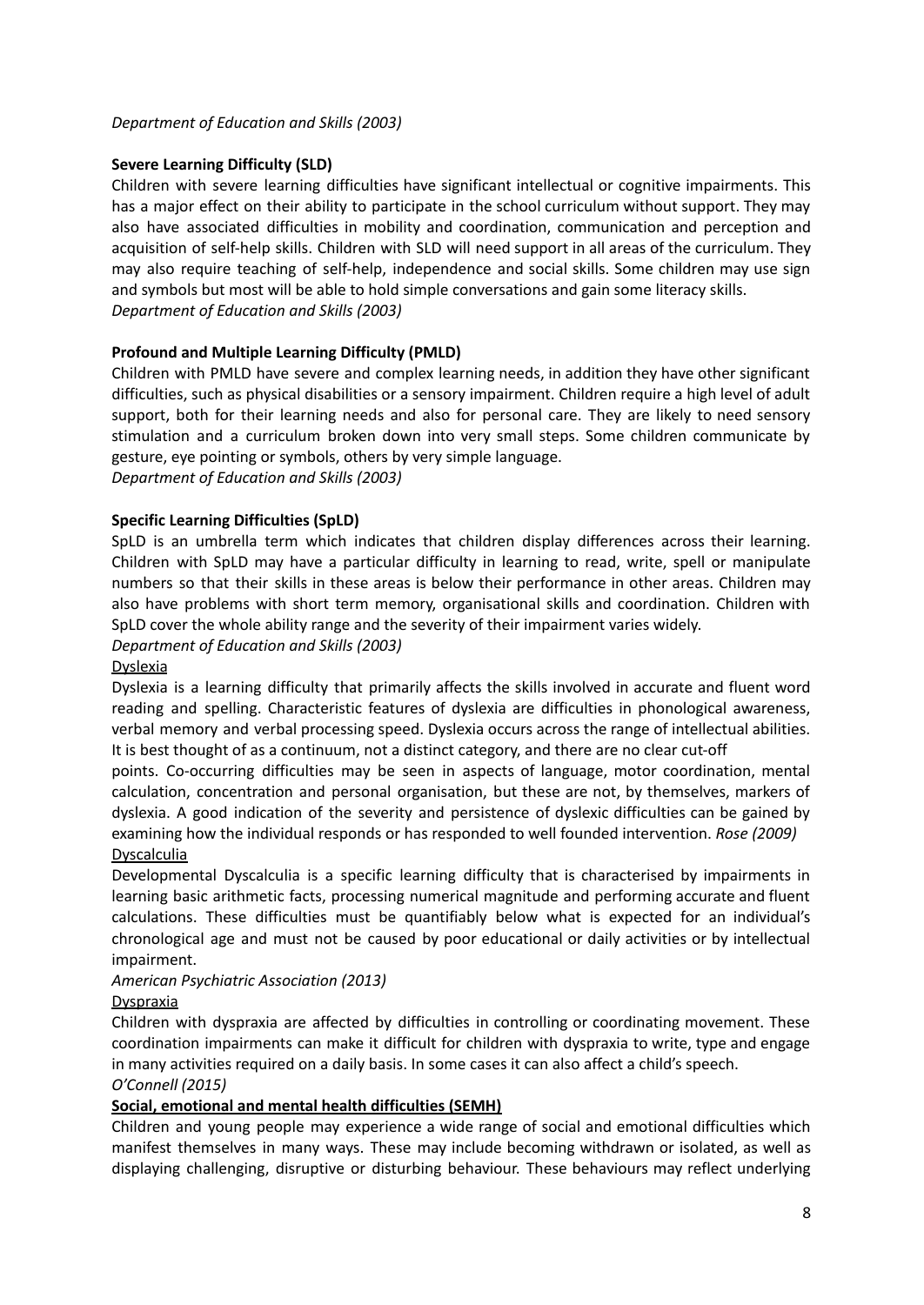*Department of Education and Skills (2003)*

**Severe Learning Difficulty (SLD)**

Children with severe learning difficulties have significant intellectual or cognitive impairments. This has a major effect on their ability to participate in the school curriculum without support. They may also have associated difficulties in mobility and coordination, communication and perception and acquisition of self-help skills. Children with SLD will need support in all areas of the curriculum. They may also require teaching of self-help, independence and social skills. Some children may use sign and symbols but most will be able to hold simple conversations and gain some literacy skills.
*Department of Education and Skills (2003)*

**Profound and Multiple Learning Difficulty (PMLD)**

Children with PMLD have severe and complex learning needs, in addition they have other significant difficulties, such as physical disabilities or a sensory impairment. Children require a high level of adult support, both for their learning needs and also for personal care. They are likely to need sensory stimulation and a curriculum broken down into very small steps. Some children communicate by gesture, eye pointing or symbols, others by very simple language.
*Department of Education and Skills (2003)*

**Specific Learning Difficulties (SpLD)**

SpLD is an umbrella term which indicates that children display differences across their learning. Children with SpLD may have a particular difficulty in learning to read, write, spell or manipulate numbers so that their skills in these areas is below their performance in other areas. Children may also have problems with short term memory, organisational skills and coordination. Children with SpLD cover the whole ability range and the severity of their impairment varies widely.
*Department of Education and Skills (2003)*

<u>Dyslexia</u>

Dyslexia is a learning difficulty that primarily affects the skills involved in accurate and fluent word reading and spelling. Characteristic features of dyslexia are difficulties in phonological awareness, verbal memory and verbal processing speed. Dyslexia occurs across the range of intellectual abilities. It is best thought of as a continuum, not a distinct category, and there are no clear cut-off points. Co-occurring difficulties may be seen in aspects of language, motor coordination, mental calculation, concentration and personal organisation, but these are not, by themselves, markers of dyslexia. A good indication of the severity and persistence of dyslexic difficulties can be gained by examining how the individual responds or has responded to well founded intervention. *Rose (2009)*

<u>Dyscalculia</u>

Developmental Dyscalculia is a specific learning difficulty that is characterised by impairments in learning basic arithmetic facts, processing numerical magnitude and performing accurate and fluent calculations. These difficulties must be quantifiably below what is expected for an individual's chronological age and must not be caused by poor educational or daily activities or by intellectual impairment.
*American Psychiatric Association (2013)*

<u>Dyspraxia</u>

Children with dyspraxia are affected by difficulties in controlling or coordinating movement. These coordination impairments can make it difficult for children with dyspraxia to write, type and engage in many activities required on a daily basis. In some cases it can also affect a child's speech.
*O'Connell (2015)*

<u>**Social, emotional and mental health difficulties (SEMH)**</u>

Children and young people may experience a wide range of social and emotional difficulties which manifest themselves in many ways. These may include becoming withdrawn or isolated, as well as displaying challenging, disruptive or disturbing behaviour. These behaviours may reflect underlying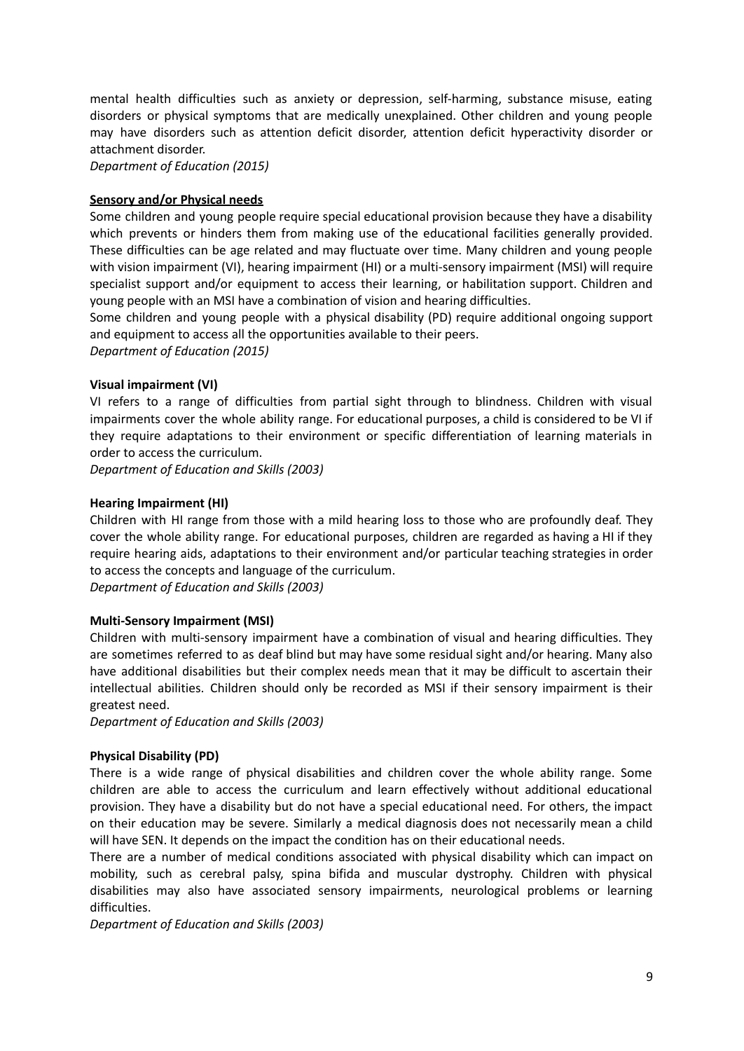mental health difficulties such as anxiety or depression, self-harming, substance misuse, eating disorders or physical symptoms that are medically unexplained. Other children and young people may have disorders such as attention deficit disorder, attention deficit hyperactivity disorder or attachment disorder.
*Department of Education (2015)*

## Sensory and/or Physical needs

Some children and young people require special educational provision because they have a disability which prevents or hinders them from making use of the educational facilities generally provided. These difficulties can be age related and may fluctuate over time. Many children and young people with vision impairment (VI), hearing impairment (HI) or a multi-sensory impairment (MSI) will require specialist support and/or equipment to access their learning, or habilitation support. Children and young people with an MSI have a combination of vision and hearing difficulties.

Some children and young people with a physical disability (PD) require additional ongoing support and equipment to access all the opportunities available to their peers.
*Department of Education (2015)*

### Visual impairment (VI)

VI refers to a range of difficulties from partial sight through to blindness. Children with visual impairments cover the whole ability range. For educational purposes, a child is considered to be VI if they require adaptations to their environment or specific differentiation of learning materials in order to access the curriculum.
*Department of Education and Skills (2003)*

### Hearing Impairment (HI)

Children with HI range from those with a mild hearing loss to those who are profoundly deaf. They cover the whole ability range. For educational purposes, children are regarded as having a HI if they require hearing aids, adaptations to their environment and/or particular teaching strategies in order to access the concepts and language of the curriculum.
*Department of Education and Skills (2003)*

### Multi-Sensory Impairment (MSI)

Children with multi-sensory impairment have a combination of visual and hearing difficulties. They are sometimes referred to as deaf blind but may have some residual sight and/or hearing. Many also have additional disabilities but their complex needs mean that it may be difficult to ascertain their intellectual abilities. Children should only be recorded as MSI if their sensory impairment is their greatest need.
*Department of Education and Skills (2003)*

### Physical Disability (PD)

There is a wide range of physical disabilities and children cover the whole ability range. Some children are able to access the curriculum and learn effectively without additional educational provision. They have a disability but do not have a special educational need. For others, the impact on their education may be severe. Similarly a medical diagnosis does not necessarily mean a child will have SEN. It depends on the impact the condition has on their educational needs.

There are a number of medical conditions associated with physical disability which can impact on mobility, such as cerebral palsy, spina bifida and muscular dystrophy. Children with physical disabilities may also have associated sensory impairments, neurological problems or learning difficulties.
*Department of Education and Skills (2003)*